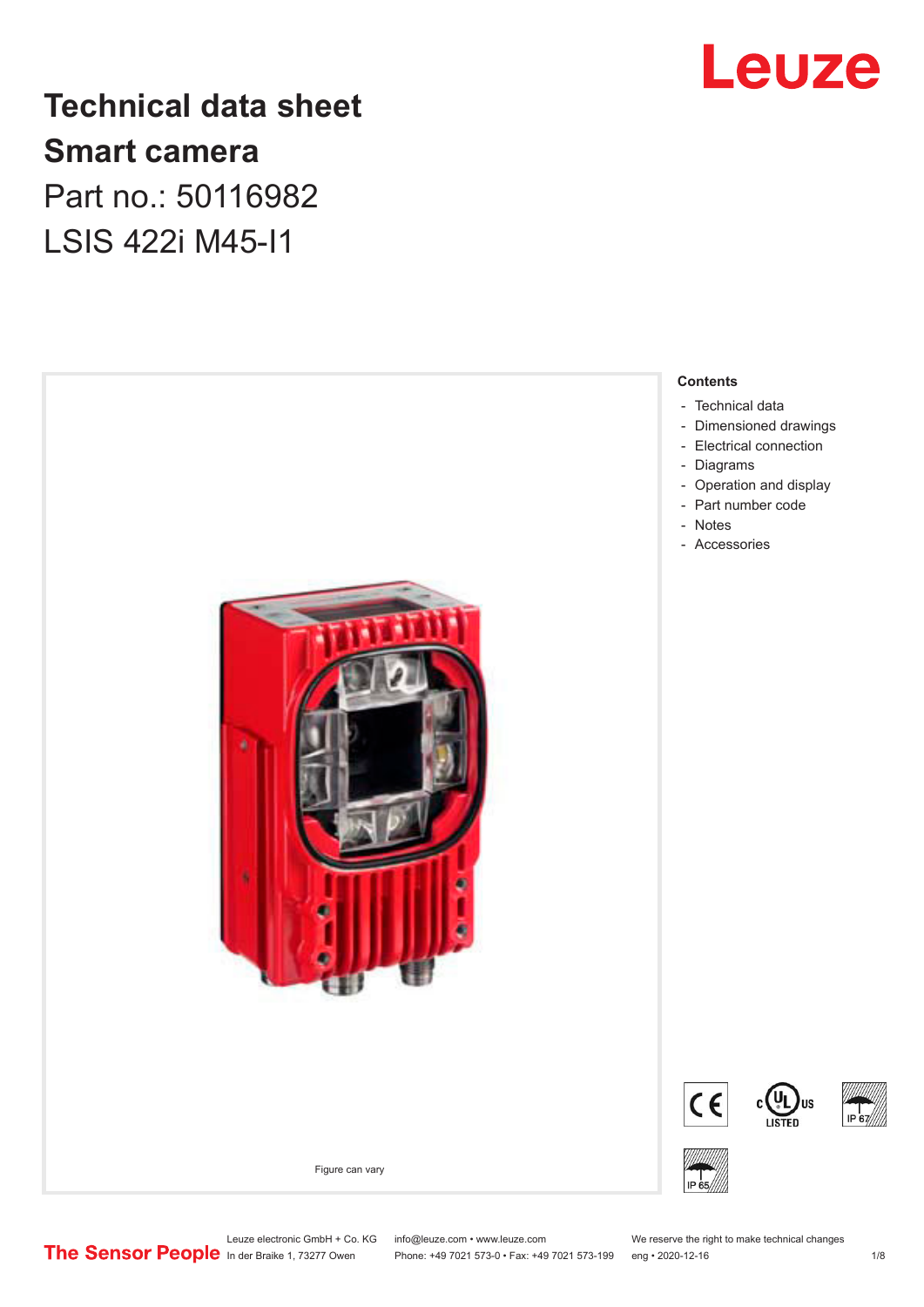# Technical data sheet

# Smart camera

Part no.: 50116982

LSIS 422i M45-I1

Figure can vary

## Contents

- Technical data
- Dimensioned drawings
- Electrical connection
- Diagrams
- Operation and display
- Part number code
- Notes
- Accessories

Leuze electronic GmbH + Co. KG
In der Braike 1, 73277 Owen

info@leuze.com • www.leuze.com
Phone: +49 7021 573-0 • Fax: +49 7021 573-199

We reserve the right to make technical changes
eng • 2020-12-16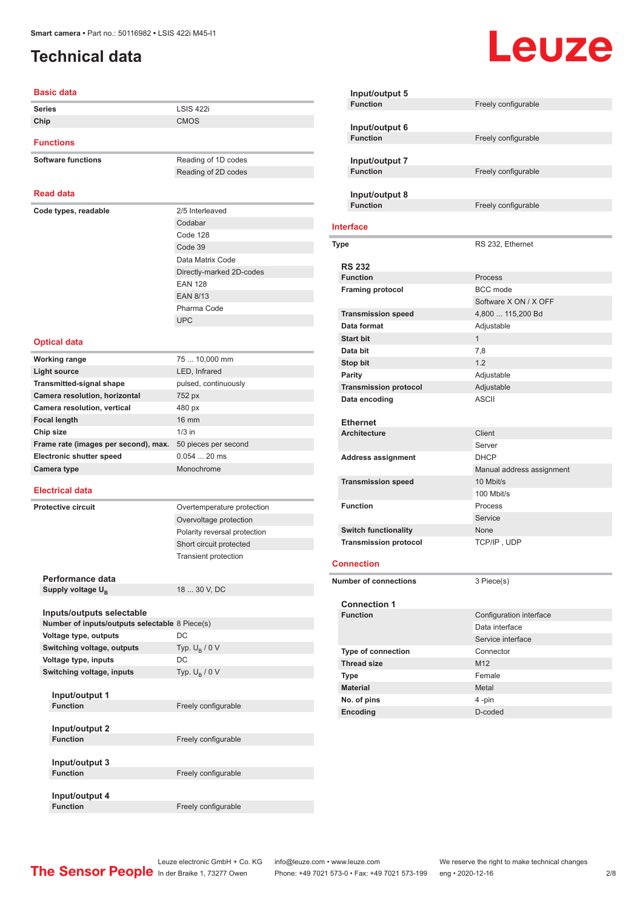# Technical data

## Basic data

| | |
|---|---|
| **Series** | LSIS 422i |
| **Chip** | CMOS |

## Functions

| | |
|---|---|
| **Software functions** | Reading of 1D codes |
| | Reading of 2D codes |

## Read data

| | |
|---|---|
| **Code types, readable** | 2/5 Interleaved |
| | Codabar |
| | Code 128 |
| | Code 39 |
| | Data Matrix Code |
| | Directly-marked 2D-codes |
| | EAN 128 |
| | EAN 8/13 |
| | Pharma Code |
| | UPC |

## Optical data

| | |
|---|---|
| **Working range** | 75 ... 10,000 mm |
| **Light source** | LED, Infrared |
| **Transmitted-signal shape** | pulsed, continuously |
| **Camera resolution, horizontal** | 752 px |
| **Camera resolution, vertical** | 480 px |
| **Focal length** | 16 mm |
| **Chip size** | 1/3 in |
| **Frame rate (images per second), max.** | 50 pieces per second |
| **Electronic shutter speed** | 0.054 ... 20 ms |
| **Camera type** | Monochrome |

## Electrical data

| | |
|---|---|
| **Protective circuit** | Overtemperature protection |
| | Overvoltage protection |
| | Polarity reversal protection |
| | Short circuit protected |
| | Transient protection |

### Performance data

| | |
|---|---|
| **Supply voltage $U_B$** | 18 ... 30 V, DC |

### Inputs/outputs selectable

| | |
|---|---|
| **Number of inputs/outputs selectable** | 8 Piece(s) |
| **Voltage type, outputs** | DC |
| **Switching voltage, outputs** | Typ. $U_B$ / 0 V |
| **Voltage type, inputs** | DC |
| **Switching voltage, inputs** | Typ. $U_B$ / 0 V |

#### Input/output 1

| | |
|---|---|
| **Function** | Freely configurable |

#### Input/output 2

| | |
|---|---|
| **Function** | Freely configurable |

#### Input/output 3

| | |
|---|---|
| **Function** | Freely configurable |

#### Input/output 4

| | |
|---|---|
| **Function** | Freely configurable |

#### Input/output 5

| | |
|---|---|
| **Function** | Freely configurable |

#### Input/output 6

| | |
|---|---|
| **Function** | Freely configurable |

#### Input/output 7

| | |
|---|---|
| **Function** | Freely configurable |

#### Input/output 8

| | |
|---|---|
| **Function** | Freely configurable |

## Interface

| | |
|---|---|
| **Type** | RS 232, Ethernet |

### RS 232

| | |
|---|---|
| **Function** | Process |
| **Framing protocol** | BCC mode |
| | Software X ON / X OFF |
| **Transmission speed** | 4,800 ... 115,200 Bd |
| **Data format** | Adjustable |
| **Start bit** | 1 |
| **Data bit** | 7,8 |
| **Stop bit** | 1.2 |
| **Parity** | Adjustable |
| **Transmission protocol** | Adjustable |
| **Data encoding** | ASCII |

### Ethernet

| | |
|---|---|
| **Architecture** | Client |
| | Server |
| **Address assignment** | DHCP |
| | Manual address assignment |
| **Transmission speed** | 10 Mbit/s |
| | 100 Mbit/s |
| **Function** | Process |
| | Service |
| **Switch functionality** | None |
| **Transmission protocol** | TCP/IP , UDP |

## Connection

| | |
|---|---|
| **Number of connections** | 3 Piece(s) |

### Connection 1

| | |
|---|---|
| **Function** | Configuration interface |
| | Data interface |
| | Service interface |
| **Type of connection** | Connector |
| **Thread size** | M12 |
| **Type** | Female |
| **Material** | Metal |
| **No. of pins** | 4 -pin |
| **Encoding** | D-coded |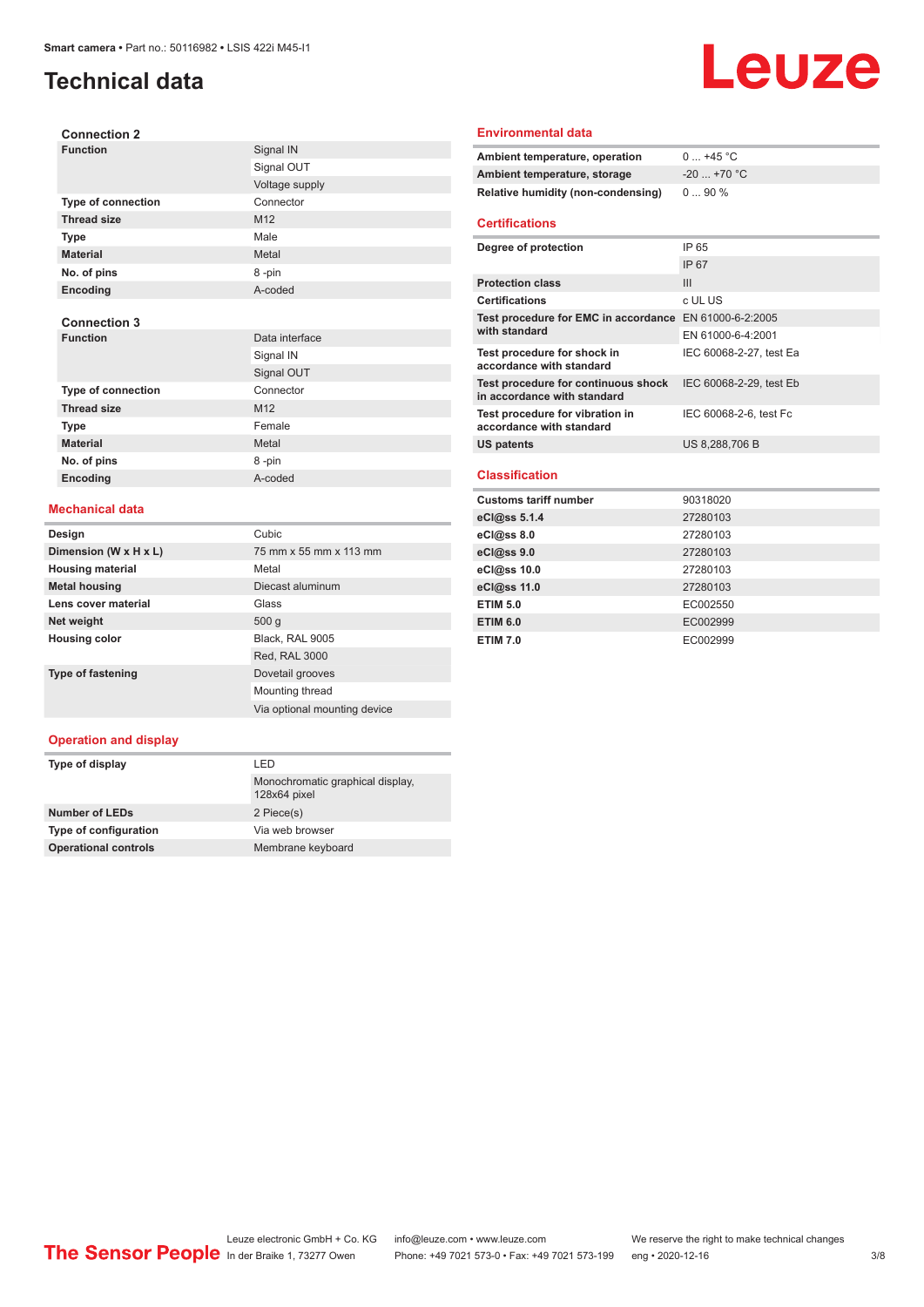# Technical data

### Connection 2

| | |
|---|---|
| **Function** | Signal IN |
| | Signal OUT |
| | Voltage supply |
| **Type of connection** | Connector |
| **Thread size** | M12 |
| **Type** | Male |
| **Material** | Metal |
| **No. of pins** | 8 -pin |
| **Encoding** | A-coded |

### Connection 3

| | |
|---|---|
| **Function** | Data interface |
| | Signal IN |
| | Signal OUT |
| **Type of connection** | Connector |
| **Thread size** | M12 |
| **Type** | Female |
| **Material** | Metal |
| **No. of pins** | 8 -pin |
| **Encoding** | A-coded |

## Mechanical data

| | |
|---|---|
| **Design** | Cubic |
| **Dimension (W x H x L)** | 75 mm x 55 mm x 113 mm |
| **Housing material** | Metal |
| **Metal housing** | Diecast aluminum |
| **Lens cover material** | Glass |
| **Net weight** | 500 g |
| **Housing color** | Black, RAL 9005 |
| | Red, RAL 3000 |
| **Type of fastening** | Dovetail grooves |
| | Mounting thread |
| | Via optional mounting device |

## Operation and display

| | |
|---|---|
| **Type of display** | LED |
| | Monochromatic graphical display, 128x64 pixel |
| **Number of LEDs** | 2 Piece(s) |
| **Type of configuration** | Via web browser |
| **Operational controls** | Membrane keyboard |

## Environmental data

| | |
|---|---|
| **Ambient temperature, operation** | 0 ... +45 °C |
| **Ambient temperature, storage** | -20 ... +70 °C |
| **Relative humidity (non-condensing)** | 0 ... 90 % |

## Certifications

| | |
|---|---|
| **Degree of protection** | IP 65 |
| | IP 67 |
| **Protection class** | III |
| **Certifications** | c UL US |
| **Test procedure for EMC in accordance with standard** | EN 61000-6-2:2005 |
| | EN 61000-6-4:2001 |
| **Test procedure for shock in accordance with standard** | IEC 60068-2-27, test Ea |
| **Test procedure for continuous shock in accordance with standard** | IEC 60068-2-29, test Eb |
| **Test procedure for vibration in accordance with standard** | IEC 60068-2-6, test Fc |
| **US patents** | US 8,288,706 B |

## Classification

| | |
|---|---|
| **Customs tariff number** | 90318020 |
| **eCl@ss 5.1.4** | 27280103 |
| **eCl@ss 8.0** | 27280103 |
| **eCl@ss 9.0** | 27280103 |
| **eCl@ss 10.0** | 27280103 |
| **eCl@ss 11.0** | 27280103 |
| **ETIM 5.0** | EC002550 |
| **ETIM 6.0** | EC002999 |
| **ETIM 7.0** | EC002999 |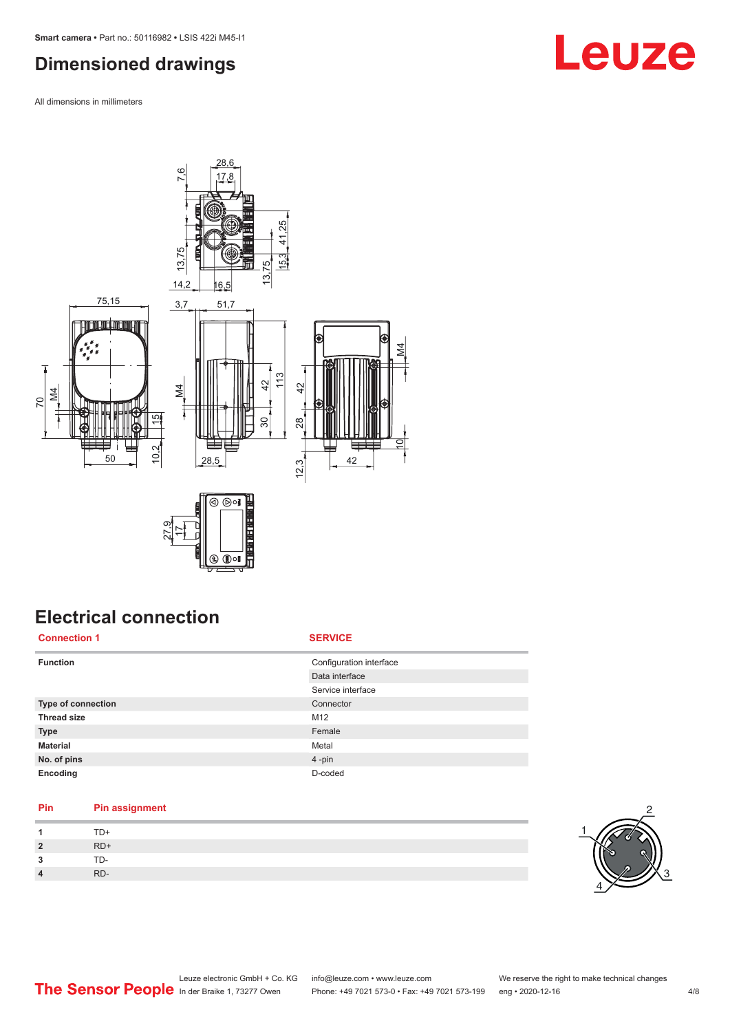# Dimensioned drawings

All dimensions in millimeters

# Electrical connection

| Connection 1 | SERVICE |
|---|---|
| **Function** | Configuration interface |
| | Data interface |
| | Service interface |
| **Type of connection** | Connector |
| **Thread size** | M12 |
| **Type** | Female |
| **Material** | Metal |
| **No. of pins** | 4 -pin |
| **Encoding** | D-coded |

| Pin | Pin assignment |
|---|---|
| **1** | TD+ |
| **2** | RD+ |
| **3** | TD- |
| **4** | RD- |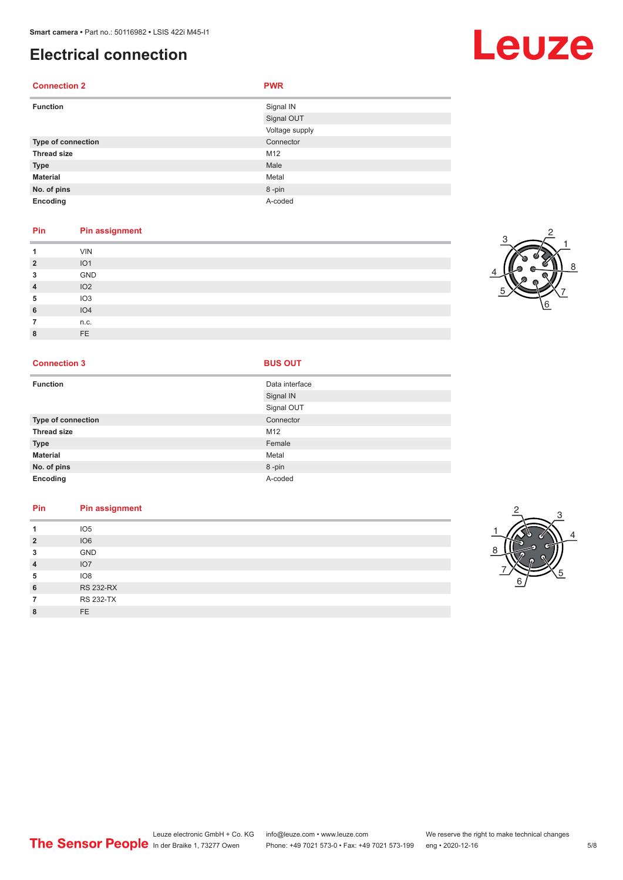# Electrical connection

| Connection 2 | PWR |
|---|---|
| **Function** | Signal IN |
| | Signal OUT |
| | Voltage supply |
| **Type of connection** | Connector |
| **Thread size** | M12 |
| **Type** | Male |
| **Material** | Metal |
| **No. of pins** | 8 -pin |
| **Encoding** | A-coded |

| Pin | Pin assignment |
|---|---|
| 1 | VIN |
| 2 | IO1 |
| 3 | GND |
| 4 | IO2 |
| 5 | IO3 |
| 6 | IO4 |
| 7 | n.c. |
| 8 | FE |

| Connection 3 | BUS OUT |
|---|---|
| **Function** | Data interface |
| | Signal IN |
| | Signal OUT |
| **Type of connection** | Connector |
| **Thread size** | M12 |
| **Type** | Female |
| **Material** | Metal |
| **No. of pins** | 8 -pin |
| **Encoding** | A-coded |

| Pin | Pin assignment |
|---|---|
| 1 | IO5 |
| 2 | IO6 |
| 3 | GND |
| 4 | IO7 |
| 5 | IO8 |
| 6 | RS 232-RX |
| 7 | RS 232-TX |
| 8 | FE |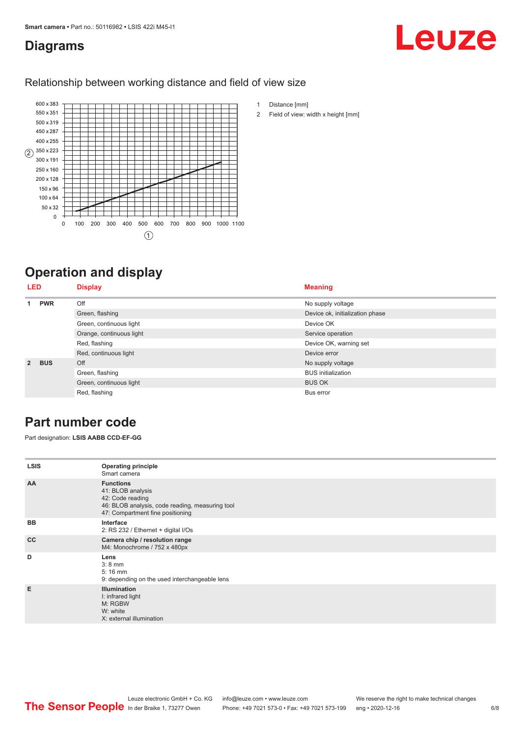# Diagrams

## Relationship between working distance and field of view size

1 Distance [mm]

2 Field of view: width x height [mm]

# Operation and display

| LED | | Display | Meaning |
|---|---|---|---|
| 1 | PWR | Off | No supply voltage |
| | | Green, flashing | Device ok, initialization phase |
| | | Green, continuous light | Device OK |
| | | Orange, continuous light | Service operation |
| | | Red, flashing | Device OK, warning set |
| | | Red, continuous light | Device error |
| 2 | BUS | Off | No supply voltage |
| | | Green, flashing | BUS initialization |
| | | Green, continuous light | BUS OK |
| | | Red, flashing | Bus error |

# Part number code

Part designation: **LSIS AABB CCD-EF-GG**

| | |
|---|---|
| **LSIS** | **Operating principle**<br>Smart camera |
| **AA** | **Functions**<br>41: BLOB analysis<br>42: Code reading<br>46: BLOB analysis, code reading, measuring tool<br>47: Compartment fine positioning |
| **BB** | **Interface**<br>2: RS 232 / Ethernet + digital I/Os |
| **CC** | **Camera chip / resolution range**<br>M4: Monochrome / 752 x 480px |
| **D** | **Lens**<br>3: 8 mm<br>5: 16 mm<br>9: depending on the used interchangeable lens |
| **E** | **Illumination**<br>I: infrared light<br>M: RGBW<br>W: white<br>X: external illumination |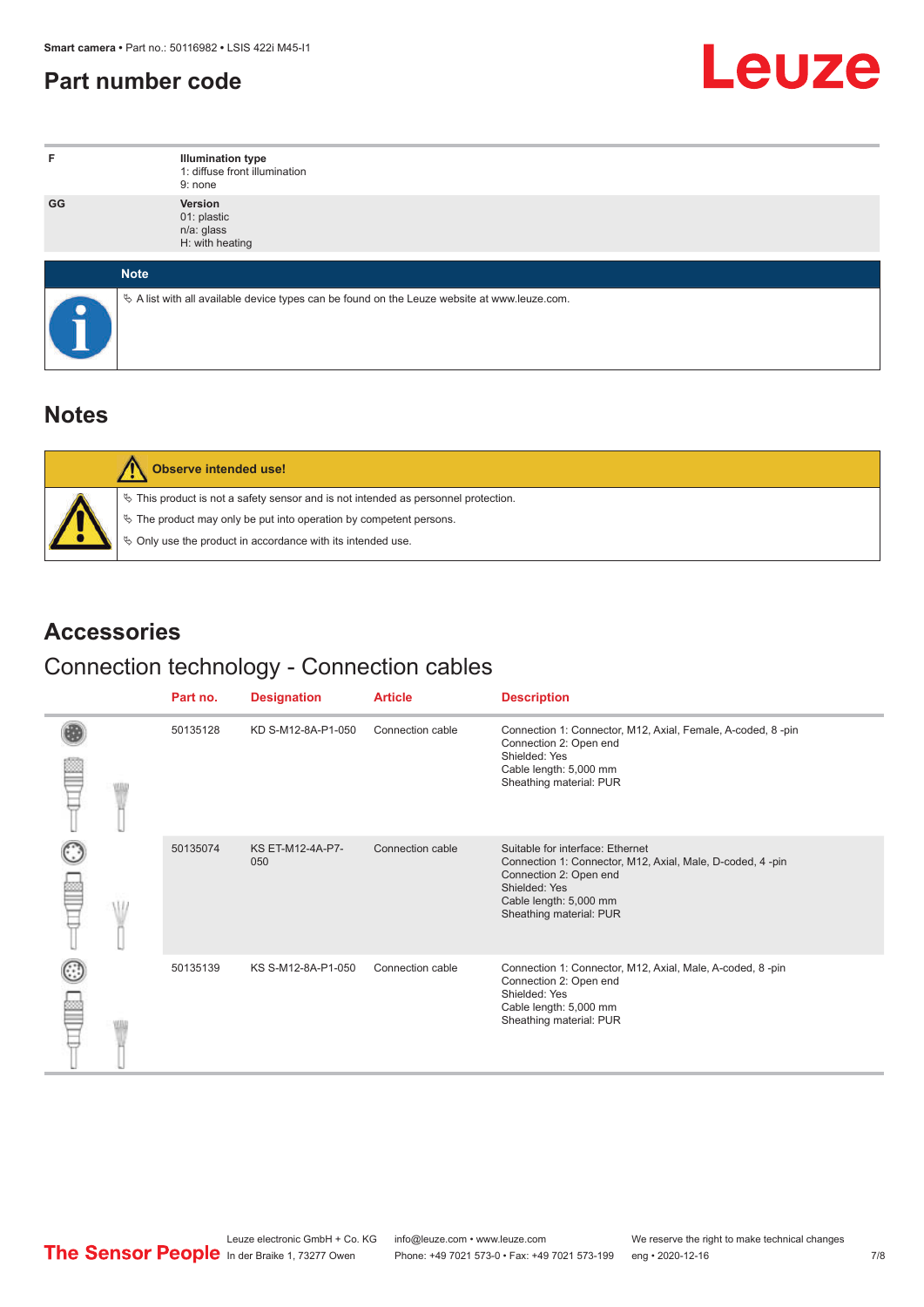# Part number code

| | |
|---|---|
| F | **Illumination type**<br>1: diffuse front illumination<br>9: none |
| GG | **Version**<br>01: plastic<br>n/a: glass<br>H: with heating |

**Note**

- A list with all available device types can be found on the Leuze website at www.leuze.com.

## Notes

**Observe intended use!**

- This product is not a safety sensor and is not intended as personnel protection.
- The product may only be put into operation by competent persons.
- Only use the product in accordance with its intended use.

## Accessories

### Connection technology - Connection cables

| Part no. | Designation | Article | Description |
|---|---|---|---|
| 50135128 | KD S-M12-8A-P1-050 | Connection cable | Connection 1: Connector, M12, Axial, Female, A-coded, 8 -pin<br>Connection 2: Open end<br>Shielded: Yes<br>Cable length: 5,000 mm<br>Sheathing material: PUR |
| 50135074 | KS ET-M12-4A-P7-050 | Connection cable | Suitable for interface: Ethernet<br>Connection 1: Connector, M12, Axial, Male, D-coded, 4 -pin<br>Connection 2: Open end<br>Shielded: Yes<br>Cable length: 5,000 mm<br>Sheathing material: PUR |
| 50135139 | KS S-M12-8A-P1-050 | Connection cable | Connection 1: Connector, M12, Axial, Male, A-coded, 8 -pin<br>Connection 2: Open end<br>Shielded: Yes<br>Cable length: 5,000 mm<br>Sheathing material: PUR |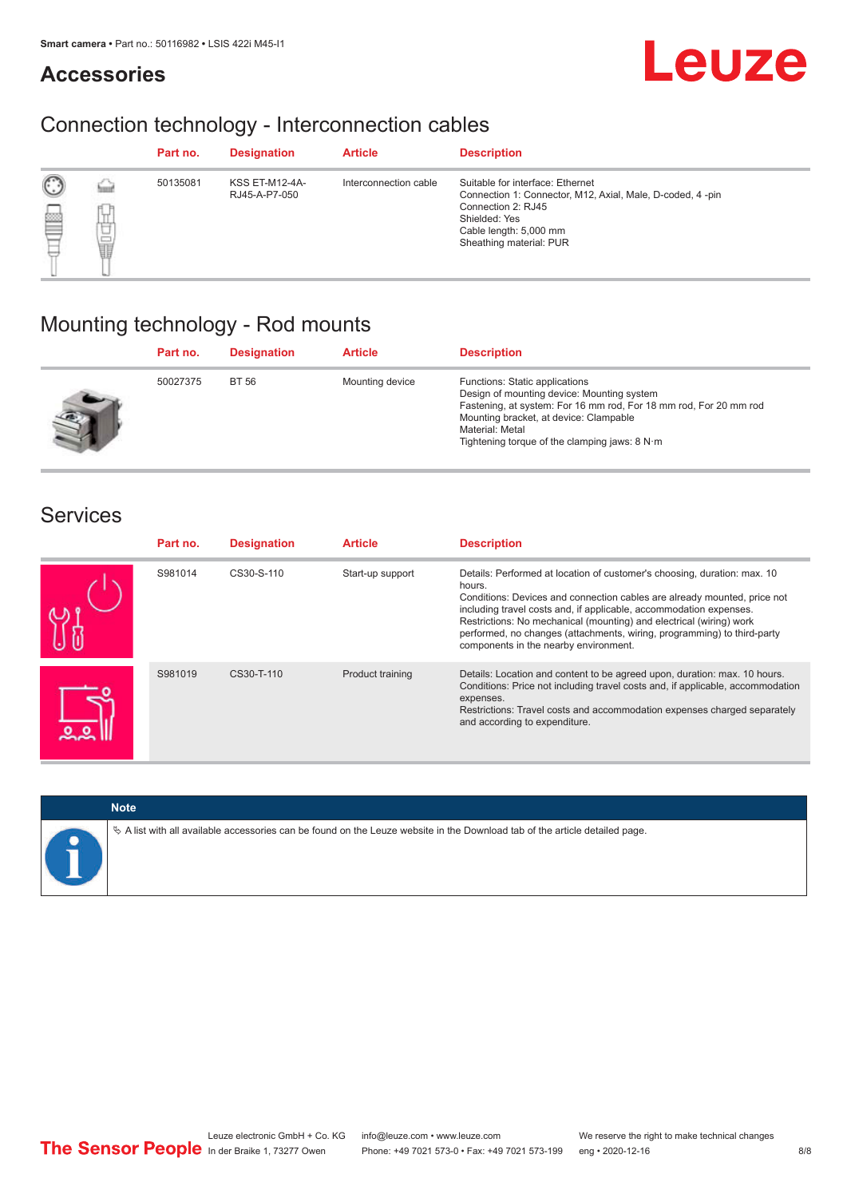## Accessories

### Connection technology - Interconnection cables

| | Part no. | Designation | Article | Description |
|---|---|---|---|---|
| | 50135081 | KSS ET-M12-4A-RJ45-A-P7-050 | Interconnection cable | Suitable for interface: Ethernet<br>Connection 1: Connector, M12, Axial, Male, D-coded, 4 -pin<br>Connection 2: RJ45<br>Shielded: Yes<br>Cable length: 5,000 mm<br>Sheathing material: PUR |

### Mounting technology - Rod mounts

| | Part no. | Designation | Article | Description |
|---|---|---|---|---|
| | 50027375 | BT 56 | Mounting device | Functions: Static applications<br>Design of mounting device: Mounting system<br>Fastening, at system: For 16 mm rod, For 18 mm rod, For 20 mm rod<br>Mounting bracket, at device: Clampable<br>Material: Metal<br>Tightening torque of the clamping jaws: 8 N·m |

### Services

| | Part no. | Designation | Article | Description |
|---|---|---|---|---|
| | S981014 | CS30-S-110 | Start-up support | Details: Performed at location of customer's choosing, duration: max. 10 hours.<br>Conditions: Devices and connection cables are already mounted, price not including travel costs and, if applicable, accommodation expenses.<br>Restrictions: No mechanical (mounting) and electrical (wiring) work performed, no changes (attachments, wiring, programming) to third-party components in the nearby environment. |
| | S981019 | CS30-T-110 | Product training | Details: Location and content to be agreed upon, duration: max. 10 hours.<br>Conditions: Price not including travel costs and, if applicable, accommodation expenses.<br>Restrictions: Travel costs and accommodation expenses charged separately and according to expenditure. |

**Note**

A list with all available accessories can be found on the Leuze website in the Download tab of the article detailed page.